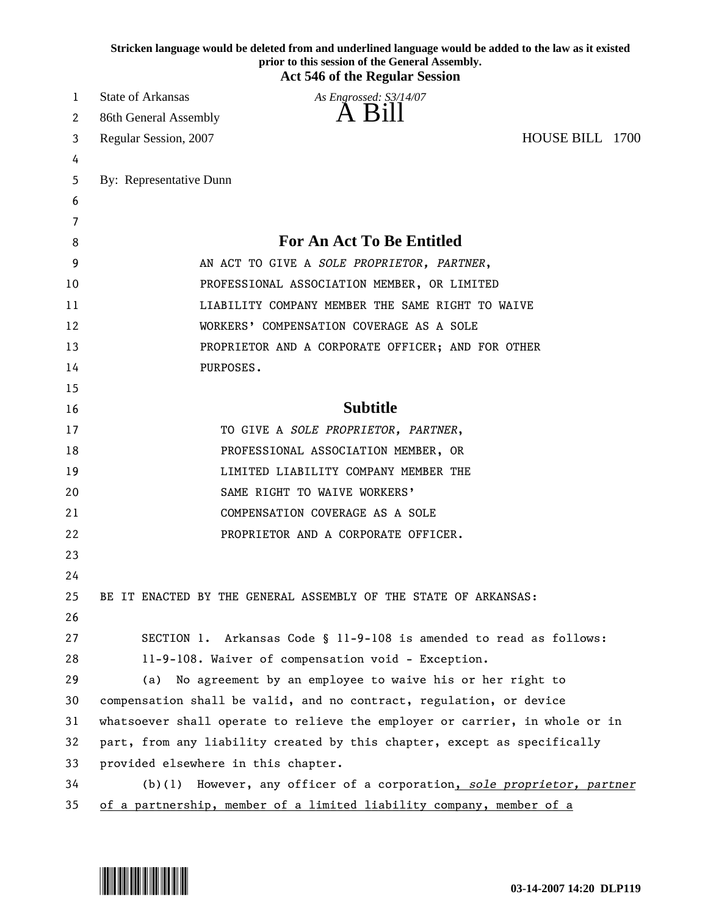**Stricken language would be deleted from and underlined language would be added to the law as it existed prior to this session of the General Assembly.**

**Act 546 of the Regular Session**

State of Arkansas

86th General Assembly

Regular Session, 2007

*As Engrossed: S3/14/07*

# A Bill

HOUSE BILL 1700

By: Representative Dunn

## For An Act To Be Entitled

AN ACT TO GIVE A *SOLE PROPRIETOR, PARTNER*, PROFESSIONAL ASSOCIATION MEMBER, OR LIMITED LIABILITY COMPANY MEMBER THE SAME RIGHT TO WAIVE WORKERS' COMPENSATION COVERAGE AS A SOLE PROPRIETOR AND A CORPORATE OFFICER; AND FOR OTHER PURPOSES.

## Subtitle

TO GIVE A *SOLE PROPRIETOR, PARTNER*, PROFESSIONAL ASSOCIATION MEMBER, OR LIMITED LIABILITY COMPANY MEMBER THE SAME RIGHT TO WAIVE WORKERS' COMPENSATION COVERAGE AS A SOLE PROPRIETOR AND A CORPORATE OFFICER.

BE IT ENACTED BY THE GENERAL ASSEMBLY OF THE STATE OF ARKANSAS:

SECTION 1. Arkansas Code § 11-9-108 is amended to read as follows:

11-9-108. Waiver of compensation void - Exception.

(a) No agreement by an employee to waive his or her right to compensation shall be valid, and no contract, regulation, or device whatsoever shall operate to relieve the employer or carrier, in whole or in part, from any liability created by this chapter, except as specifically provided elsewhere in this chapter.

(b)(1) However, any officer of a corporation<u>, *sole proprietor, partner* of a partnership, member of a limited liability company, member of a</u>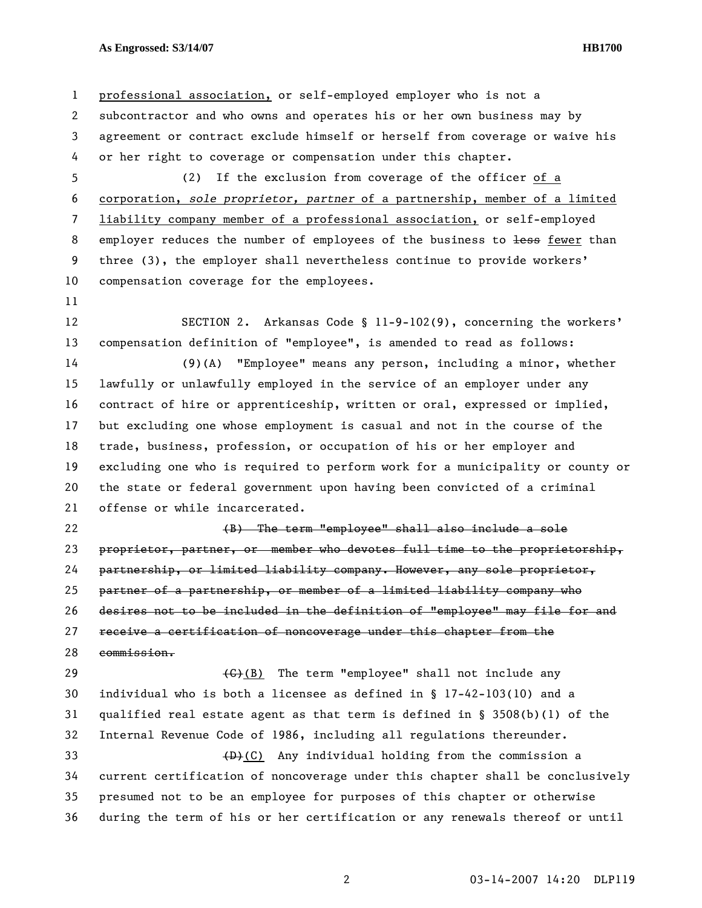professional association, or self-employed employer who is not a subcontractor and who owns and operates his or her own business may by agreement or contract exclude himself or herself from coverage or waive his or her right to coverage or compensation under this chapter.

(2) If the exclusion from coverage of the officer of a corporation, *sole proprietor, partner* of a partnership, member of a limited liability company member of a professional association, or self-employed employer reduces the number of employees of the business to ~~less~~ fewer than three (3), the employer shall nevertheless continue to provide workers' compensation coverage for the employees.

SECTION 2. Arkansas Code § 11-9-102(9), concerning the workers' compensation definition of "employee", is amended to read as follows:

(9)(A) "Employee" means any person, including a minor, whether lawfully or unlawfully employed in the service of an employer under any contract of hire or apprenticeship, written or oral, expressed or implied, but excluding one whose employment is casual and not in the course of the trade, business, profession, or occupation of his or her employer and excluding one who is required to perform work for a municipality or county or the state or federal government upon having been convicted of a criminal offense or while incarcerated.

~~(B) The term "employee" shall also include a sole proprietor, partner, or member who devotes full time to the proprietorship, partnership, or limited liability company. However, any sole proprietor, partner of a partnership, or member of a limited liability company who desires not to be included in the definition of "employee" may file for and receive a certification of noncoverage under this chapter from the commission.~~

~~(C)~~(B) The term "employee" shall not include any individual who is both a licensee as defined in § 17-42-103(10) and a qualified real estate agent as that term is defined in § 3508(b)(1) of the Internal Revenue Code of 1986, including all regulations thereunder.

~~(D)~~(C) Any individual holding from the commission a current certification of noncoverage under this chapter shall be conclusively presumed not to be an employee for purposes of this chapter or otherwise during the term of his or her certification or any renewals thereof or until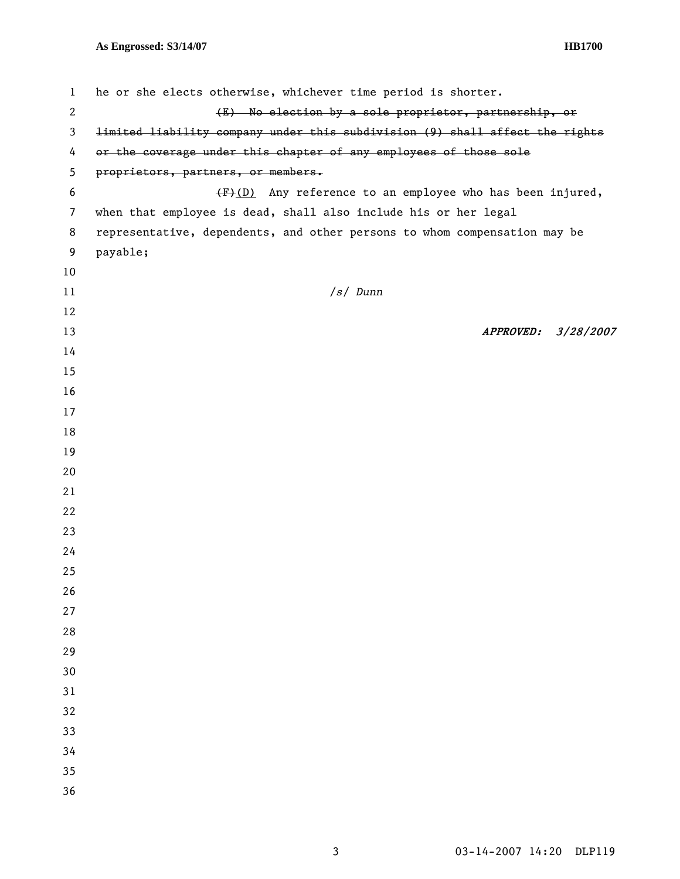he or she elects otherwise, whichever time period is shorter.

~~(E) No election by a sole proprietor, partnership, or limited liability company under this subdivision (9) shall affect the rights or the coverage under this chapter of any employees of those sole proprietors, partners, or members.~~

~~(F)~~(D) Any reference to an employee who has been injured, when that employee is dead, shall also include his or her legal representative, dependents, and other persons to whom compensation may be payable;

*/s/ Dunn*

***APPROVED: 3/28/2007***